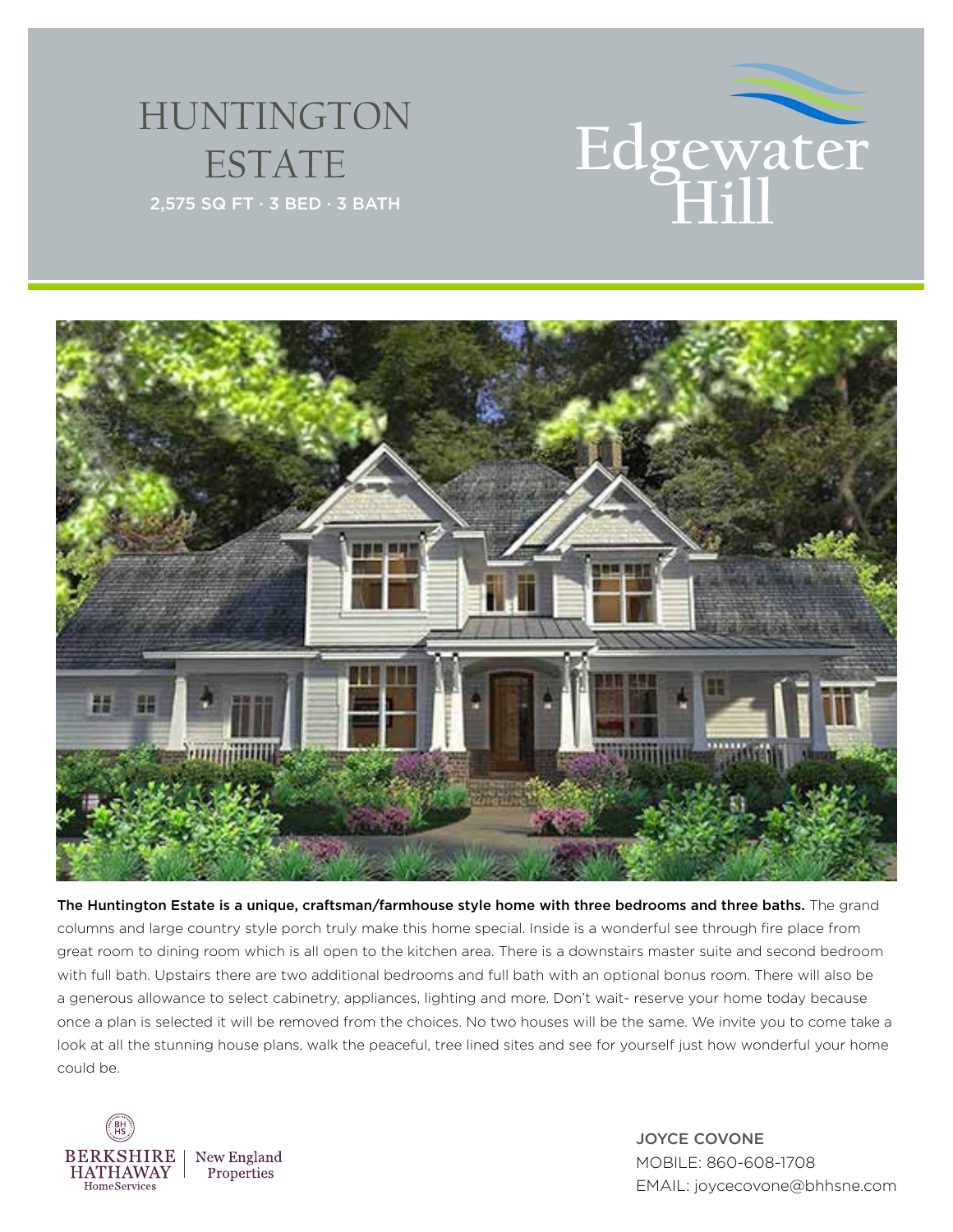# HUNTINGTON ESTATE

2,575 SQ FT · 3 BED · 3 BATH

Edgewater Hill

**The Huntington Estate is a unique, craftsman/farmhouse style home with three bedrooms and three baths.** The grand columns and large country style porch truly make this home special. Inside is a wonderful see through fire place from great room to dining room which is all open to the kitchen area. There is a downstairs master suite and second bedroom with full bath. Upstairs there are two additional bedrooms and full bath with an optional bonus room. There will also be a generous allowance to select cabinetry, appliances, lighting and more. Don't wait- reserve your home today because once a plan is selected it will be removed from the choices. No two houses will be the same. We invite you to come take a look at all the stunning house plans, walk the peaceful, tree lined sites and see for yourself just how wonderful your home could be.

BERKSHIRE HATHAWAY HomeServices | New England Properties

JOYCE COVONE
MOBILE: 860-608-1708
EMAIL: joycecovone@bhhsne.com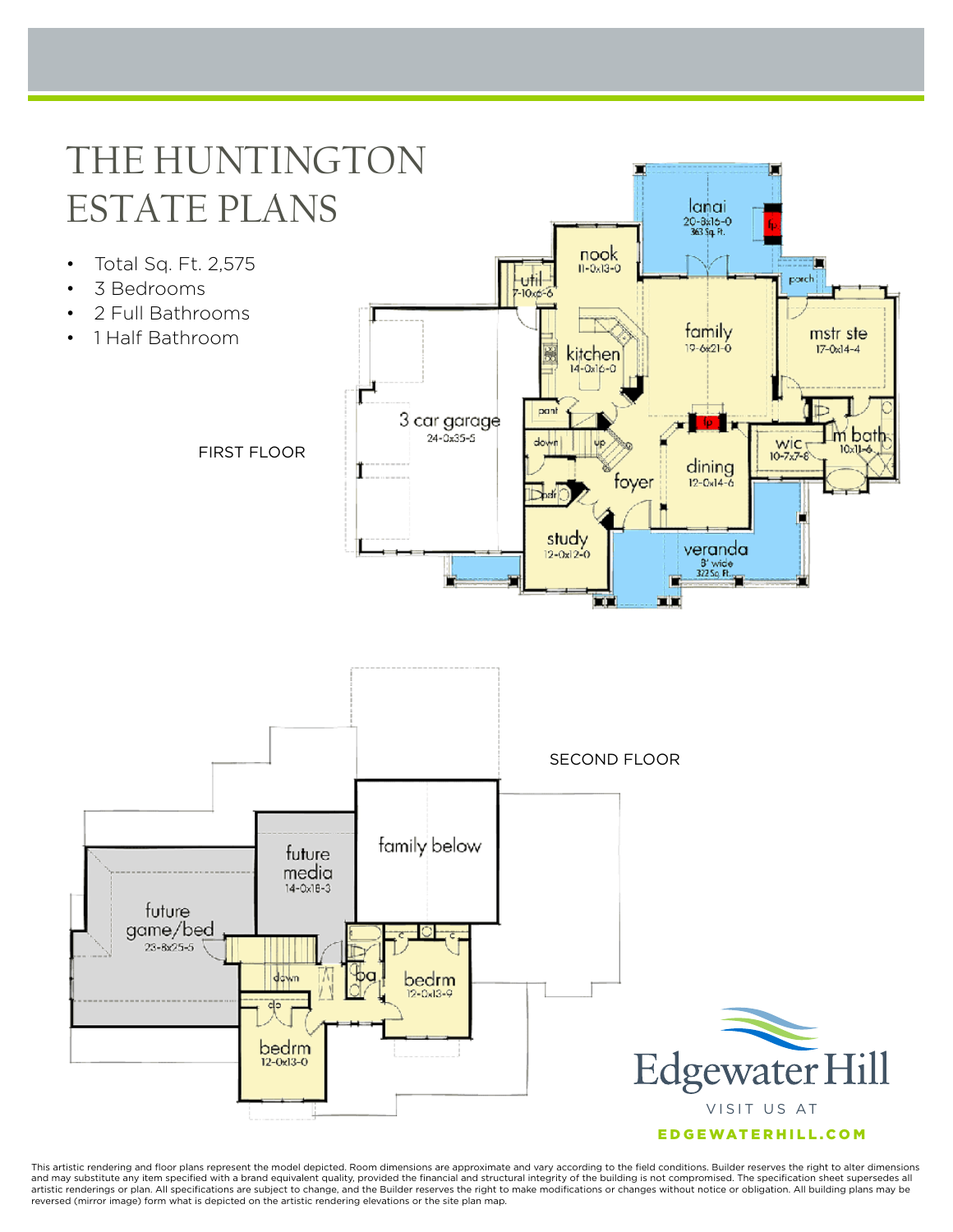# THE HUNTINGTON ESTATE PLANS

- Total Sq. Ft. 2,575
- 3 Bedrooms
- 2 Full Bathrooms
- 1 Half Bathroom

FIRST FLOOR

lanai
20-8x16-0
363 Sq. Ft.

fp

nook
11-0x13-0

util
7-10x6-6

porch

family
19-6x21-0

mstr ste
17-0x14-4

kitchen
14-0x16-0

3 car garage
24-0x35-5

pant

fp

down

up

wic
10-7x7-8

m bath
10x11-6

dining
12-0x14-6

foyer

pdr

study
12-0x12-0

veranda
8' wide
322 Sq. Ft.

SECOND FLOOR

family below

future media
14-0x18-3

future game/bed
23-8x25-5

down

ba

bedrm
12-0x13-9

bedrm
12-0x13-0

Edgewater Hill

VISIT US AT

EDGEWATERHILL.COM

This artistic rendering and floor plans represent the model depicted. Room dimensions are approximate and vary according to the field conditions. Builder reserves the right to alter dimensions and may substitute any item specified with a brand equivalent quality, provided the financial and structural integrity of the building is not compromised. The specification sheet supersedes all artistic renderings or plan. All specifications are subject to change, and the Builder reserves the right to make modifications or changes without notice or obligation. All building plans may be reversed (mirror image) form what is depicted on the artistic rendering elevations or the site plan map.